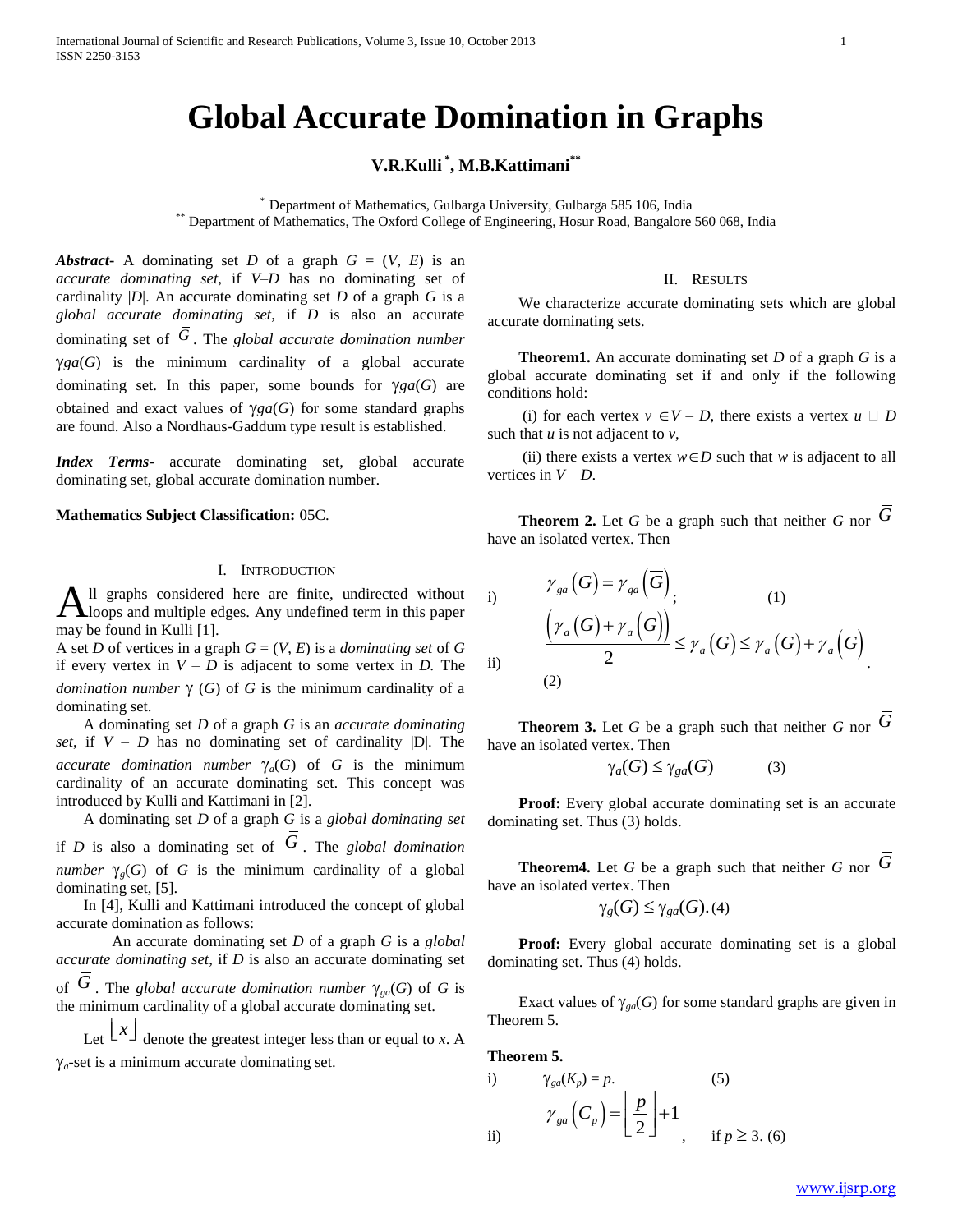# Global Accurate Domination in Graphs

**V.R.Kulli [*], M.B.Kattimani [**]**

[*] Department of Mathematics, Gulbarga University, Gulbarga 585 106, India
[**] Department of Mathematics, The Oxford College of Engineering, Hosur Road, Bangalore 560 068, India

***Abstract-*** A dominating set $D$ of a graph $G = (V, E)$ is an *accurate dominating set*, if $V–D$ has no dominating set of cardinality $|D|$. An accurate dominating set $D$ of a graph $G$ is a *global accurate dominating set*, if $D$ is also an accurate dominating set of $\overline{G}$. The *global accurate domination number* $\gamma ga(G)$ is the minimum cardinality of a global accurate dominating set. In this paper, some bounds for $\gamma ga(G)$ are obtained and exact values of $\gamma ga(G)$ for some standard graphs are found. Also a Nordhaus-Gaddum type result is established.

***Index Terms-*** accurate dominating set, global accurate dominating set, global accurate domination number.

**Mathematics Subject Classification:** 05C.

## I. Introduction

All graphs considered here are finite, undirected without loops and multiple edges. Any undefined term in this paper may be found in Kulli [1].

A set $D$ of vertices in a graph $G = (V, E)$ is a *dominating set* of $G$ if every vertex in $V – D$ is adjacent to some vertex in $D$. The *domination number* $\gamma(G)$ of $G$ is the minimum cardinality of a dominating set.

A dominating set $D$ of a graph $G$ is an *accurate dominating set*, if $V – D$ has no dominating set of cardinality $|D|$. The *accurate domination number* $\gamma_a(G)$ of $G$ is the minimum cardinality of an accurate dominating set. This concept was introduced by Kulli and Kattimani in [2].

A dominating set $D$ of a graph $G$ is a *global dominating set* if $D$ is also a dominating set of $\overline{G}$. The *global domination number* $\gamma_g(G)$ of $G$ is the minimum cardinality of a global dominating set, [5].

In [4], Kulli and Kattimani introduced the concept of global accurate domination as follows:

An accurate dominating set $D$ of a graph $G$ is a *global accurate dominating set*, if $D$ is also an accurate dominating set of $\overline{G}$. The *global accurate domination number* $\gamma_{ga}(G)$ of $G$ is the minimum cardinality of a global accurate dominating set.

Let $\lfloor x \rfloor$ denote the greatest integer less than or equal to $x$. A $\gamma_a$-set is a minimum accurate dominating set.

## II. Results

We characterize accurate dominating sets which are global accurate dominating sets.

**Theorem1.** An accurate dominating set $D$ of a graph $G$ is a global accurate dominating set if and only if the following conditions hold:

(i) for each vertex $v \in V – D$, there exists a vertex $u \in D$ such that $u$ is not adjacent to $v$,

(ii) there exists a vertex $w \in D$ such that $w$ is adjacent to all vertices in $V – D$.

**Theorem 2.** Let $G$ be a graph such that neither $G$ nor $\overline{G}$ have an isolated vertex. Then

i) $$\gamma_{ga}(G) = \gamma_{ga}(\overline{G}); \qquad (1)$$

ii) $$\frac{\left(\gamma_a(G) + \gamma_a(\overline{G})\right)}{2} \le \gamma_a(G) \le \gamma_a(G) + \gamma_a(\overline{G}). \qquad (2)$$

**Theorem 3.** Let $G$ be a graph such that neither $G$ nor $\overline{G}$ have an isolated vertex. Then

$$\gamma_a(G) \le \gamma_{ga}(G) \qquad (3)$$

**Proof:** Every global accurate dominating set is an accurate dominating set. Thus (3) holds.

**Theorem4.** Let $G$ be a graph such that neither $G$ nor $\overline{G}$ have an isolated vertex. Then

$$\gamma_g(G) \le \gamma_{ga}(G). \quad (4)$$

**Proof:** Every global accurate dominating set is a global dominating set. Thus (4) holds.

Exact values of $\gamma_{ga}(G)$ for some standard graphs are given in Theorem 5.

**Theorem 5.**

i) $$\gamma_{ga}(K_p) = p. \qquad (5)$$

ii) $$\gamma_{ga}(C_p) = \left\lfloor \frac{p}{2} \right\rfloor + 1, \quad \text{if } p \ge 3. \quad (6)$$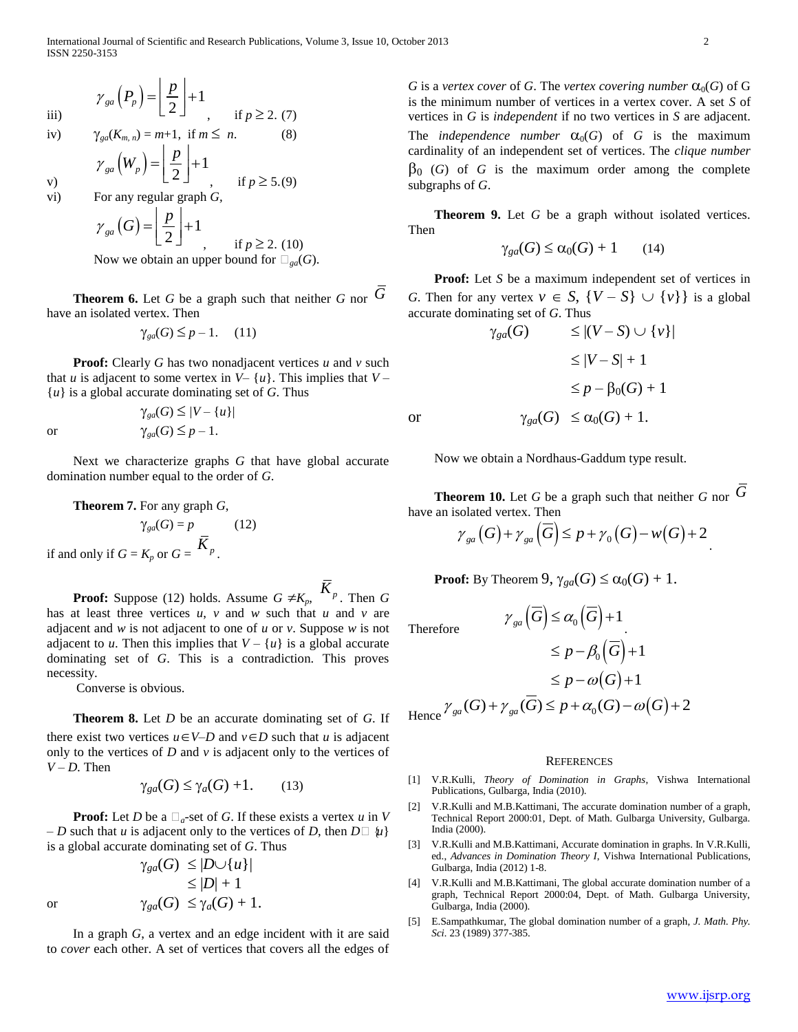iii) $\gamma_{ga}(P_p) = \left\lfloor \frac{p}{2} \right\rfloor + 1$, if $p \geq 2$. (7)

iv) $\gamma_{ga}(K_{m,n}) = m+1$, if $m \leq n$. (8)

v) $\gamma_{ga}(W_p) = \left\lfloor \frac{p}{2} \right\rfloor + 1$, if $p \geq 5$. (9)

vi) For any regular graph $G$,

$$\gamma_{ga}(G) = \left\lfloor \frac{p}{2} \right\rfloor + 1, \quad \text{if } p \geq 2. \quad (10)$$

Now we obtain an upper bound for $\gamma_{ga}(G)$.

**Theorem 6.** Let $G$ be a graph such that neither $G$ nor $\overline{G}$ have an isolated vertex. Then

$$\gamma_{ga}(G) \leq p - 1. \quad (11)$$

**Proof:** Clearly $G$ has two nonadjacent vertices $u$ and $v$ such that $u$ is adjacent to some vertex in $V - \{u\}$. This implies that $V - \{u\}$ is a global accurate dominating set of $G$. Thus

$$\gamma_{ga}(G) \leq |V - \{u\}|$$

or

$$\gamma_{ga}(G) \leq p - 1.$$

Next we characterize graphs $G$ that have global accurate domination number equal to the order of $G$.

**Theorem 7.** For any graph $G$,

$$\gamma_{ga}(G) = p \quad (12)$$

if and only if $G = K_p$ or $G = \overline{K}_p$.

**Proof:** Suppose (12) holds. Assume $G \neq K_p$, $\overline{K}_p$. Then $G$ has at least three vertices $u$, $v$ and $w$ such that $u$ and $v$ are adjacent and $w$ is not adjacent to one of $u$ or $v$. Suppose $w$ is not adjacent to $u$. Then this implies that $V - \{u\}$ is a global accurate dominating set of $G$. This is a contradiction. This proves necessity.

Converse is obvious.

**Theorem 8.** Let $D$ be an accurate dominating set of $G$. If there exist two vertices $u \in V - D$ and $v \in D$ such that $u$ is adjacent only to the vertices of $D$ and $v$ is adjacent only to the vertices of $V - D$. Then

$$\gamma_{ga}(G) \leq \gamma_a(G) + 1. \quad (13)$$

**Proof:** Let $D$ be a $\gamma_a$-set of $G$. If these exists a vertex $u$ in $V - D$ such that $u$ is adjacent only to the vertices of $D$, then $D \cup \{u\}$ is a global accurate dominating set of $G$. Thus

$$\gamma_{ga}(G) \leq |D \cup \{u\}|$$

$$\leq |D| + 1$$

or

$$\gamma_{ga}(G) \leq \gamma_a(G) + 1.$$

In a graph $G$, a vertex and an edge incident with it are said to *cover* each other. A set of vertices that covers all the edges of $G$ is a *vertex cover* of $G$. The *vertex covering number* $\alpha_0(G)$ of G is the minimum number of vertices in a vertex cover of $G$. A set $S$ of vertices in $G$ is *independent* if no two vertices in $S$ are adjacent. The *independence number* $\alpha_0(G)$ of $G$ is the maximum cardinality of an independent set of vertices. The *clique number* $\beta_0$ $(G)$ of $G$ is the maximum order among the complete subgraphs of $G$.

**Theorem 9.** Let $G$ be a graph without isolated vertices. Then

$$\gamma_{ga}(G) \leq \alpha_0(G) + 1 \quad (14)$$

**Proof:** Let $S$ be a maximum independent set of vertices in $G$. Then for any vertex $v \in S$, $\{V - S\} \cup \{v\}\}$ is a global accurate dominating set of $G$. Thus

$$\gamma_{ga}(G) \leq |(V - S) \cup \{v\}|$$

$$\leq |V - S| + 1$$

$$\leq p - \beta_0(G) + 1$$

or

$$\gamma_{ga}(G) \leq \alpha_0(G) + 1.$$

Now we obtain a Nordhaus-Gaddum type result.

**Theorem 10.** Let $G$ be a graph such that neither $G$ nor $\overline{G}$ have an isolated vertex. Then

$$\gamma_{ga}(G) + \gamma_{ga}(\overline{G}) \leq p + \gamma_0(G) - w(G) + 2.$$

**Proof:** By Theorem 9, $\gamma_{ga}(G) \leq \alpha_0(G) + 1$.

Therefore

$$\gamma_{ga}(\overline{G}) \leq \alpha_0(\overline{G}) + 1$$

$$\leq p - \beta_0(\overline{G}) + 1$$

$$\leq p - \omega(G) + 1$$

Hence

$$\gamma_{ga}(G) + \gamma_{ga}(\overline{G}) \leq p + \alpha_0(G) - \omega(G) + 2$$

## REFERENCES

[1] V.R.Kulli, *Theory of Domination in Graphs*, Vishwa International Publications, Gulbarga, India (2010).

[2] V.R.Kulli and M.B.Kattimani, The accurate domination number of a graph, Technical Report 2000:01, Dept. of Math. Gulbarga University, Gulbarga. India (2000).

[3] V.R.Kulli and M.B.Kattimani, Accurate domination in graphs. In V.R.Kulli, ed., *Advances in Domination Theory I*, Vishwa International Publications, Gulbarga, India (2012) 1-8.

[4] V.R.Kulli and M.B.Kattimani, The global accurate domination number of a graph, Technical Report 2000:04, Dept. of Math. Gulbarga University, Gulbarga, India (2000).

[5] E.Sampathkumar, The global domination number of a graph, *J. Math. Phy. Sci.* 23 (1989) 377-385.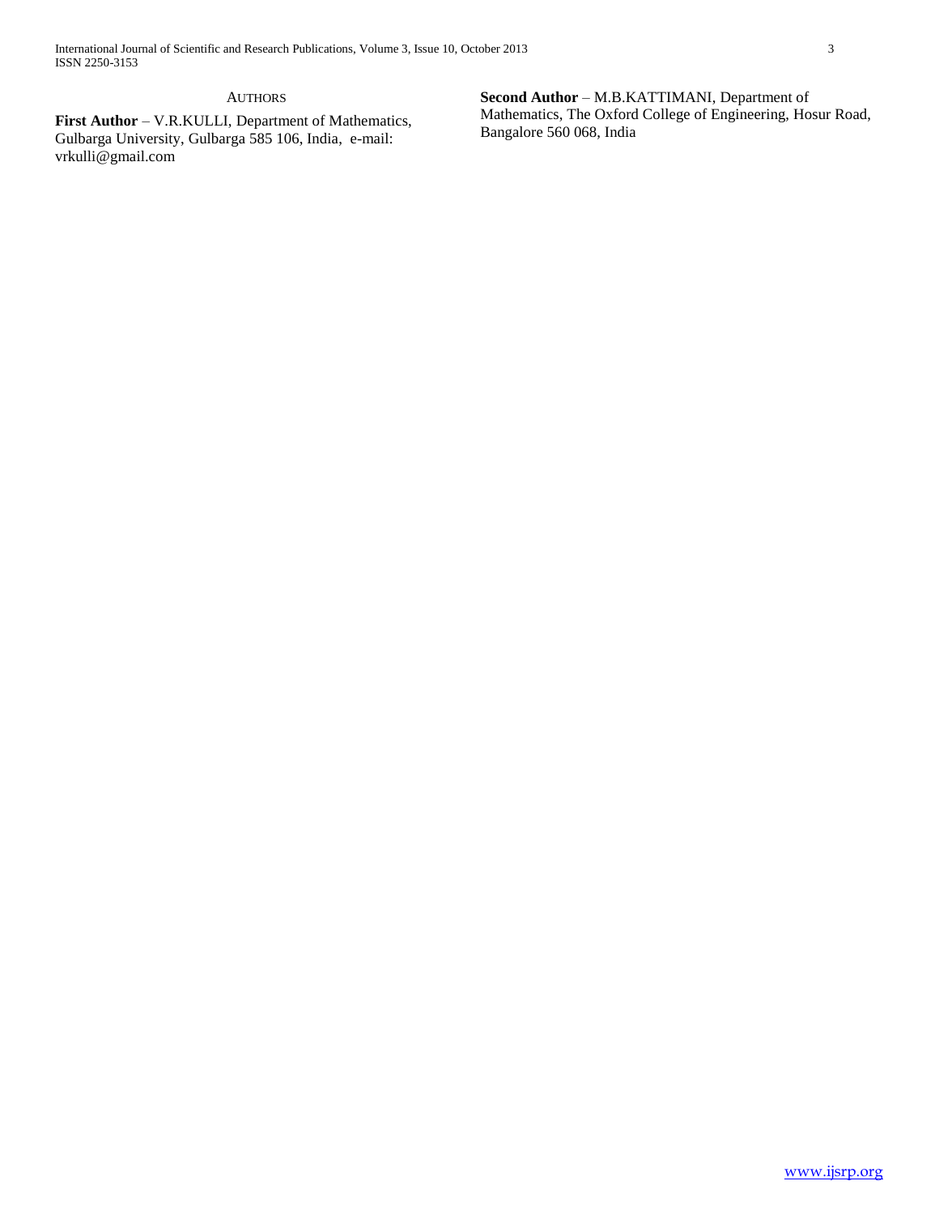## AUTHORS

**First Author** – V.R.KULLI, Department of Mathematics, Gulbarga University, Gulbarga 585 106, India, e-mail: vrkulli@gmail.com

**Second Author** – M.B.KATTIMANI, Department of Mathematics, The Oxford College of Engineering, Hosur Road, Bangalore 560 068, India